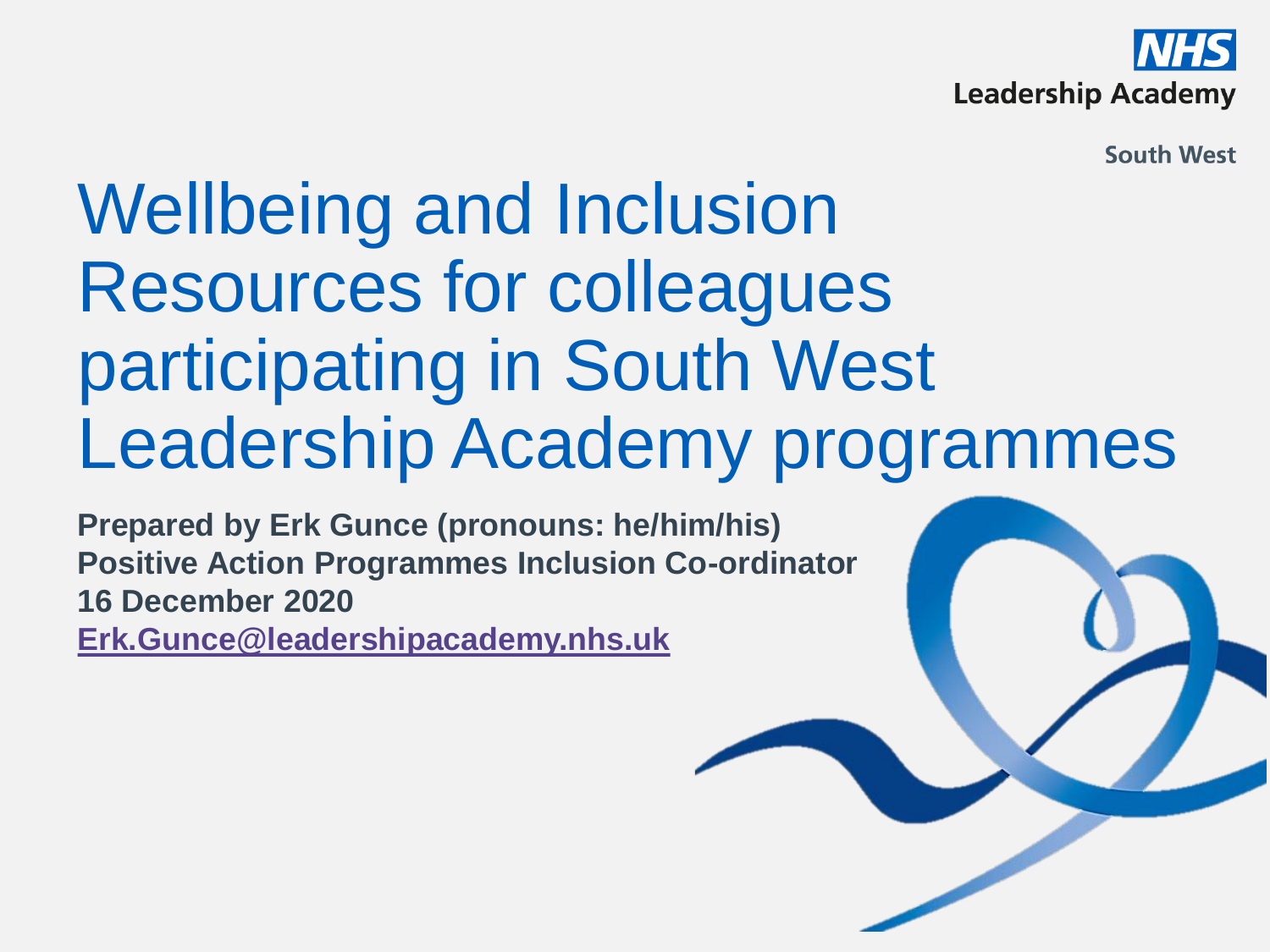NHS Leadership Academy

South West

# Wellbeing and Inclusion Resources for colleagues participating in South West Leadership Academy programmes

**Prepared by Erk Gunce (pronouns: he/him/his)**
**Positive Action Programmes Inclusion Co-ordinator**
**16 December 2020**
**Erk.Gunce@leadershipacademy.nhs.uk**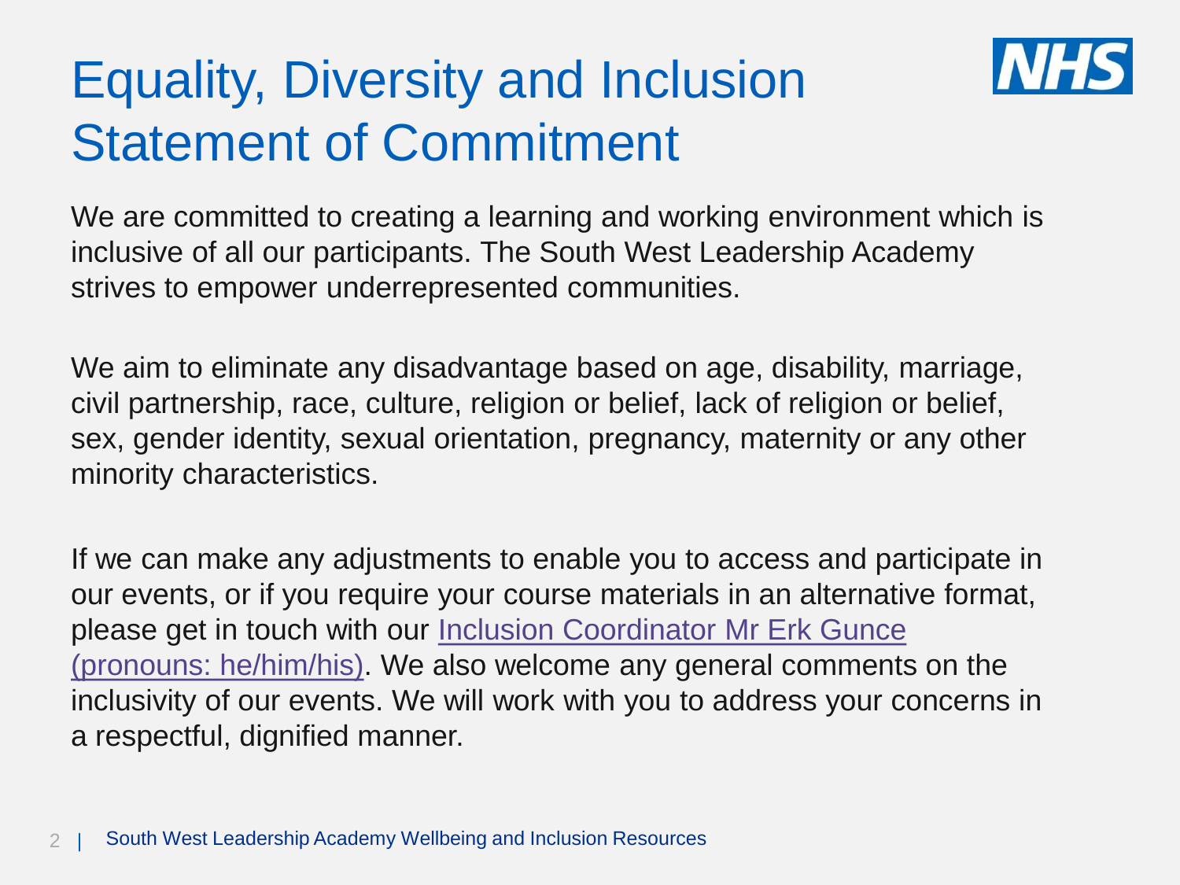# Equality, Diversity and Inclusion Statement of Commitment

We are committed to creating a learning and working environment which is inclusive of all our participants. The South West Leadership Academy strives to empower underrepresented communities.

We aim to eliminate any disadvantage based on age, disability, marriage, civil partnership, race, culture, religion or belief, lack of religion or belief, sex, gender identity, sexual orientation, pregnancy, maternity or any other minority characteristics.

If we can make any adjustments to enable you to access and participate in our events, or if you require your course materials in an alternative format, please get in touch with our Inclusion Coordinator Mr Erk Gunce (pronouns: he/him/his). We also welcome any general comments on the inclusivity of our events. We will work with you to address your concerns in a respectful, dignified manner.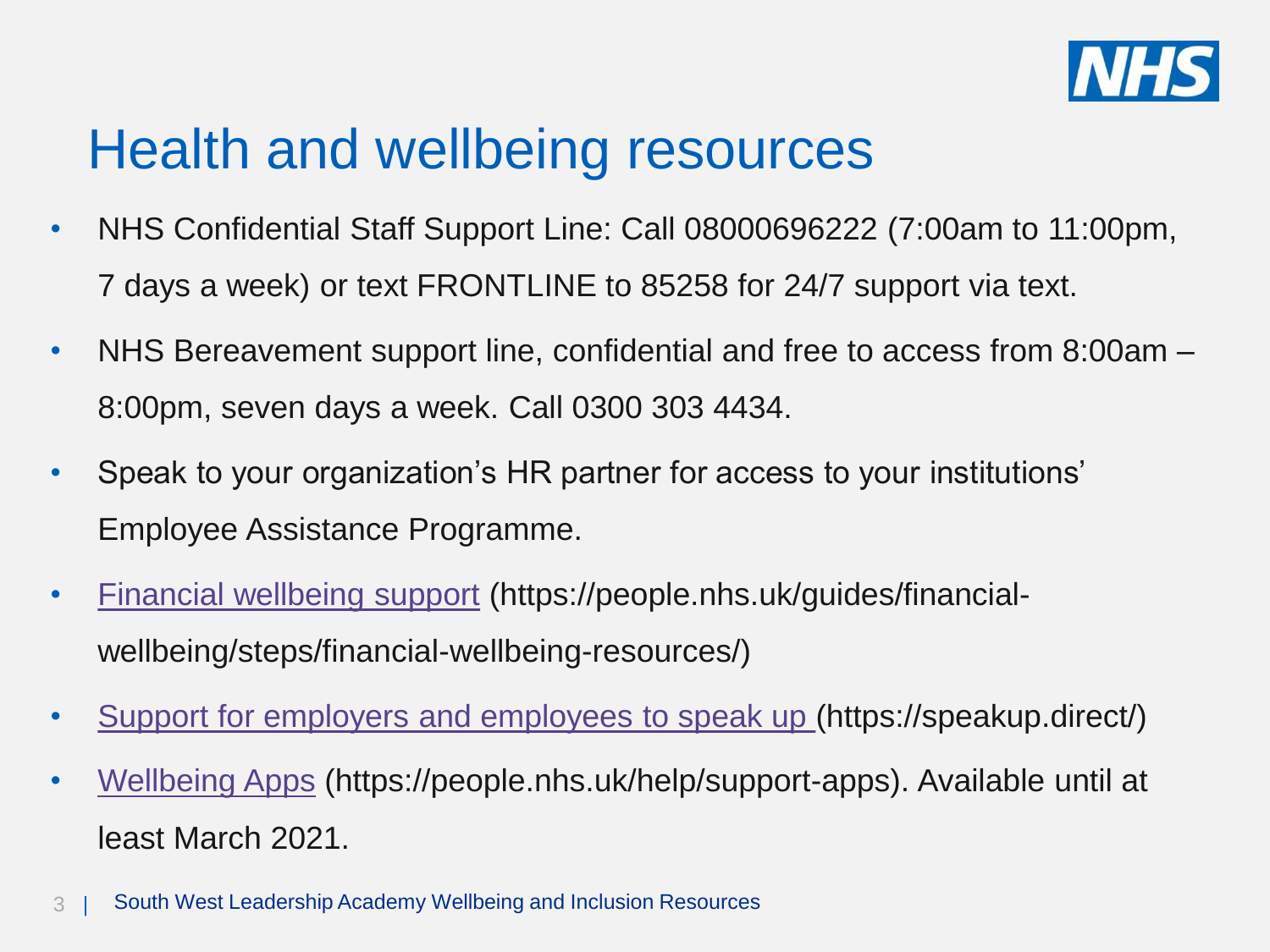# Health and wellbeing resources

- NHS Confidential Staff Support Line: Call 08000696222 (7:00am to 11:00pm, 7 days a week) or text FRONTLINE to 85258 for 24/7 support via text.
- NHS Bereavement support line, confidential and free to access from 8:00am – 8:00pm, seven days a week. Call 0300 303 4434.
- Speak to your organization's HR partner for access to your institutions' Employee Assistance Programme.
- [Financial wellbeing support](https://people.nhs.uk/guides/financial-wellbeing/steps/financial-wellbeing-resources/) (https://people.nhs.uk/guides/financial-wellbeing/steps/financial-wellbeing-resources/)
- [Support for employers and employees to speak up](https://speakup.direct/) (https://speakup.direct/)
- [Wellbeing Apps](https://people.nhs.uk/help/support-apps) (https://people.nhs.uk/help/support-apps). Available until at least March 2021.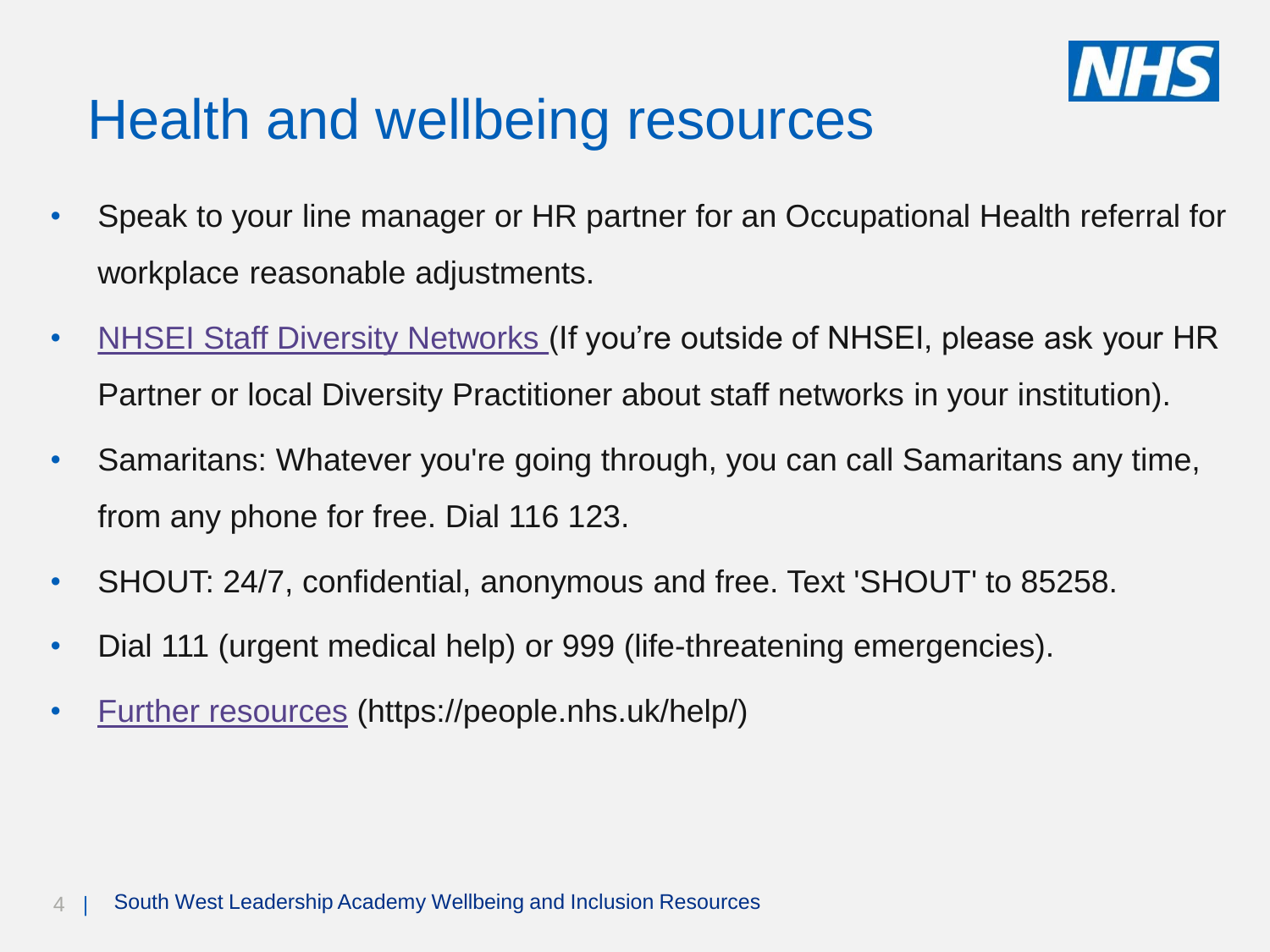# Health and wellbeing resources

- Speak to your line manager or HR partner for an Occupational Health referral for workplace reasonable adjustments.
- NHSEI Staff Diversity Networks (If you're outside of NHSEI, please ask your HR Partner or local Diversity Practitioner about staff networks in your institution).
- Samaritans: Whatever you're going through, you can call Samaritans any time, from any phone for free. Dial 116 123.
- SHOUT: 24/7, confidential, anonymous and free. Text 'SHOUT' to 85258.
- Dial 111 (urgent medical help) or 999 (life-threatening emergencies).
- Further resources (https://people.nhs.uk/help/)